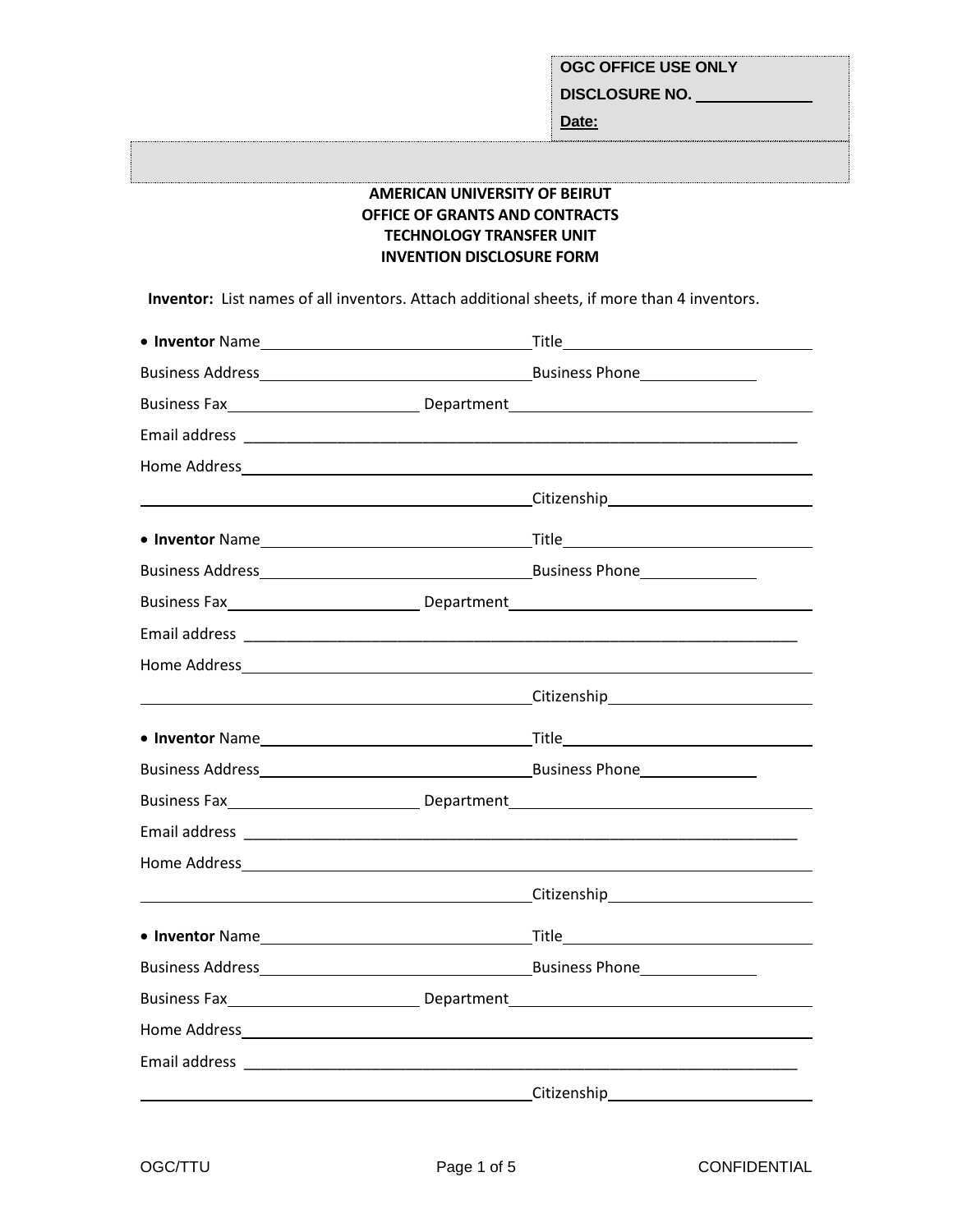| OGC OFFICE USE ONLY |
|---|
| DISCLOSURE NO. ____________ |
| Date: |

**AMERICAN UNIVERSITY OF BEIRUT**
**OFFICE OF GRANTS AND CONTRACTS**
**TECHNOLOGY TRANSFER UNIT**
**INVENTION DISCLOSURE FORM**

**Inventor:** List names of all inventors. Attach additional sheets, if more than 4 inventors.

- **Inventor** Name________________________________Title______________________________
  Business Address________________________________Business Phone______________
  Business Fax______________________ Department____________________________________
  Email address ____________________________________________________________________
  Home Address______________________________________________________________________
  ______________________________________________Citizenship________________________

- **Inventor** Name________________________________Title______________________________
  Business Address________________________________Business Phone______________
  Business Fax______________________ Department____________________________________
  Email address ____________________________________________________________________
  Home Address______________________________________________________________________
  ______________________________________________Citizenship________________________

- **Inventor** Name________________________________Title______________________________
  Business Address________________________________Business Phone______________
  Business Fax______________________ Department____________________________________
  Email address ____________________________________________________________________
  Home Address______________________________________________________________________
  ______________________________________________Citizenship________________________

- **Inventor** Name________________________________Title______________________________
  Business Address________________________________Business Phone______________
  Business Fax______________________ Department____________________________________
  Home Address______________________________________________________________________
  Email address ____________________________________________________________________
  ______________________________________________Citizenship________________________

OGC/TTU CONFIDENTIAL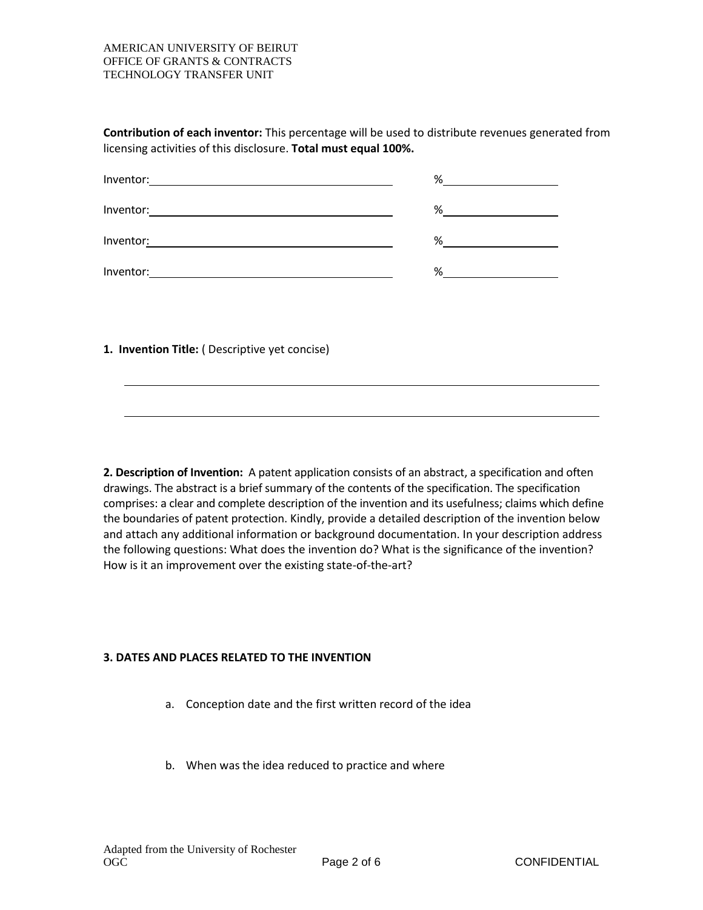**Contribution of each inventor:** This percentage will be used to distribute revenues generated from licensing activities of this disclosure. **Total must equal 100%.**

Inventor:______________________________ %______________

Inventor:______________________________ %______________

Inventor:______________________________ %______________

Inventor:______________________________ %______________

**1. Invention Title:** ( Descriptive yet concise)

______________________________________________________________

______________________________________________________________

**2. Description of Invention:** A patent application consists of an abstract, a specification and often drawings. The abstract is a brief summary of the contents of the specification. The specification comprises: a clear and complete description of the invention and its usefulness; claims which define the boundaries of patent protection. Kindly, provide a detailed description of the invention below and attach any additional information or background documentation. In your description address the following questions: What does the invention do? What is the significance of the invention? How is it an improvement over the existing state-of-the-art?

**3. DATES AND PLACES RELATED TO THE INVENTION**

a. Conception date and the first written record of the idea

b. When was the idea reduced to practice and where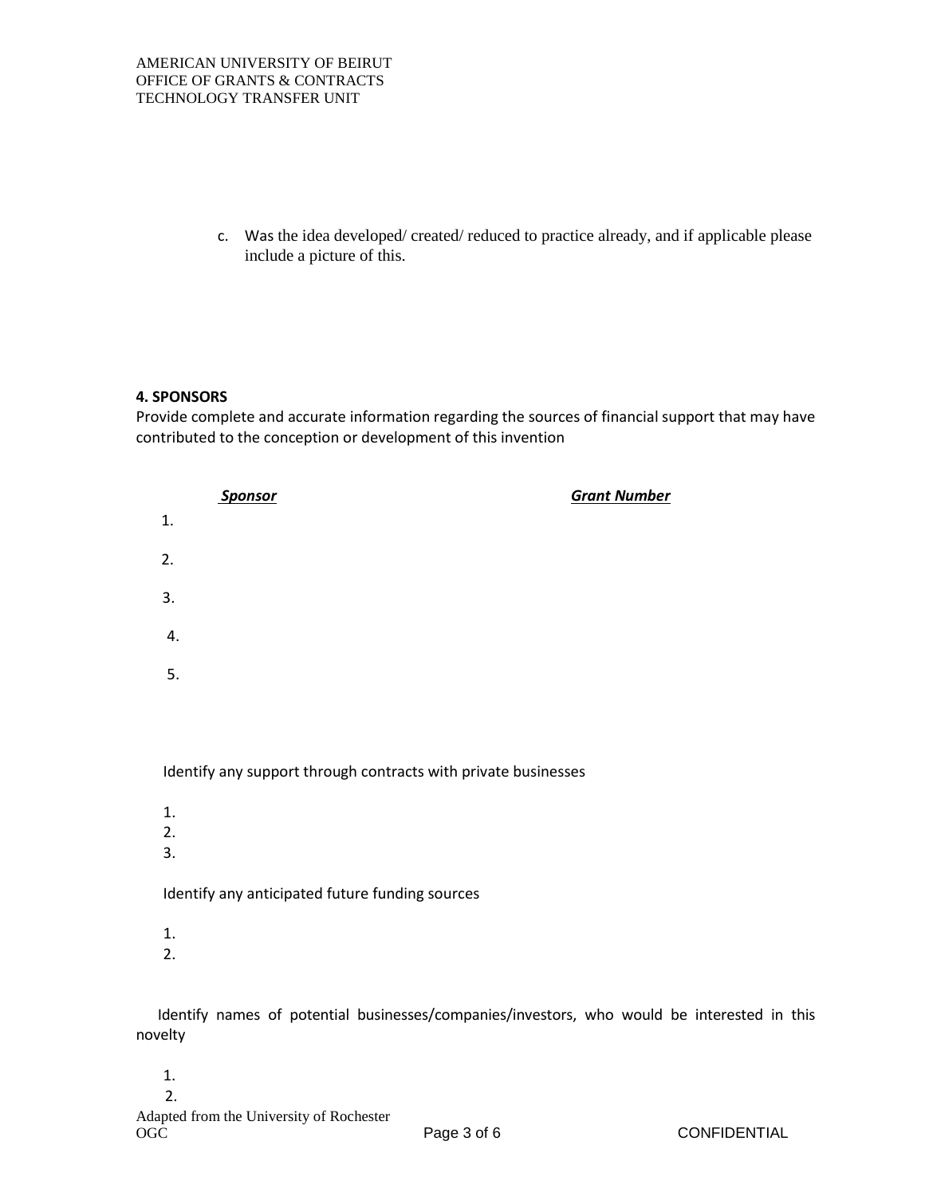c. Was the idea developed/ created/ reduced to practice already, and if applicable please include a picture of this.

**4. SPONSORS**

Provide complete and accurate information regarding the sources of financial support that may have contributed to the conception or development of this invention

| ***Sponsor*** | ***Grant Number*** |
|---|---|
| 1. | |
| 2. | |
| 3. | |
| 4. | |
| 5. | |

Identify any support through contracts with private businesses

1.
2.
3.

Identify any anticipated future funding sources

1.
2.

Identify names of potential businesses/companies/investors, who would be interested in this novelty

1.
2.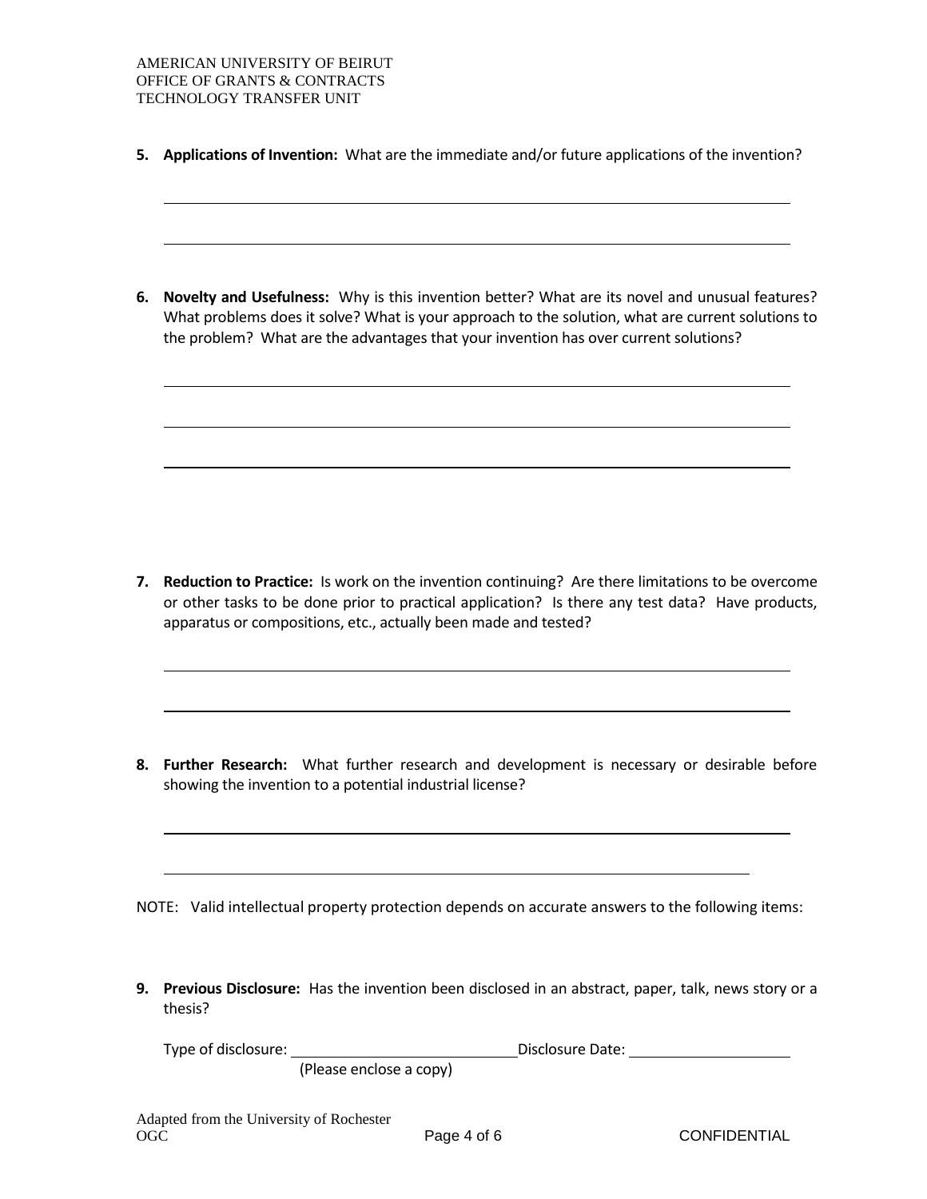**5. Applications of Invention:** What are the immediate and/or future applications of the invention?

______________________________________________________________________

______________________________________________________________________

**6. Novelty and Usefulness:** Why is this invention better? What are its novel and unusual features? What problems does it solve? What is your approach to the solution, what are current solutions to the problem? What are the advantages that your invention has over current solutions?

______________________________________________________________________

______________________________________________________________________

______________________________________________________________________

**7. Reduction to Practice:** Is work on the invention continuing? Are there limitations to be overcome or other tasks to be done prior to practical application? Is there any test data? Have products, apparatus or compositions, etc., actually been made and tested?

______________________________________________________________________

______________________________________________________________________

**8. Further Research:** What further research and development is necessary or desirable before showing the invention to a potential industrial license?

______________________________________________________________________

______________________________________________________________________

NOTE: Valid intellectual property protection depends on accurate answers to the following items:

**9. Previous Disclosure:** Has the invention been disclosed in an abstract, paper, talk, news story or a thesis?

Type of disclosure: ____________________________ Disclosure Date: ____________________
(Please enclose a copy)

Adapted from the University of Rochester OGC

CONFIDENTIAL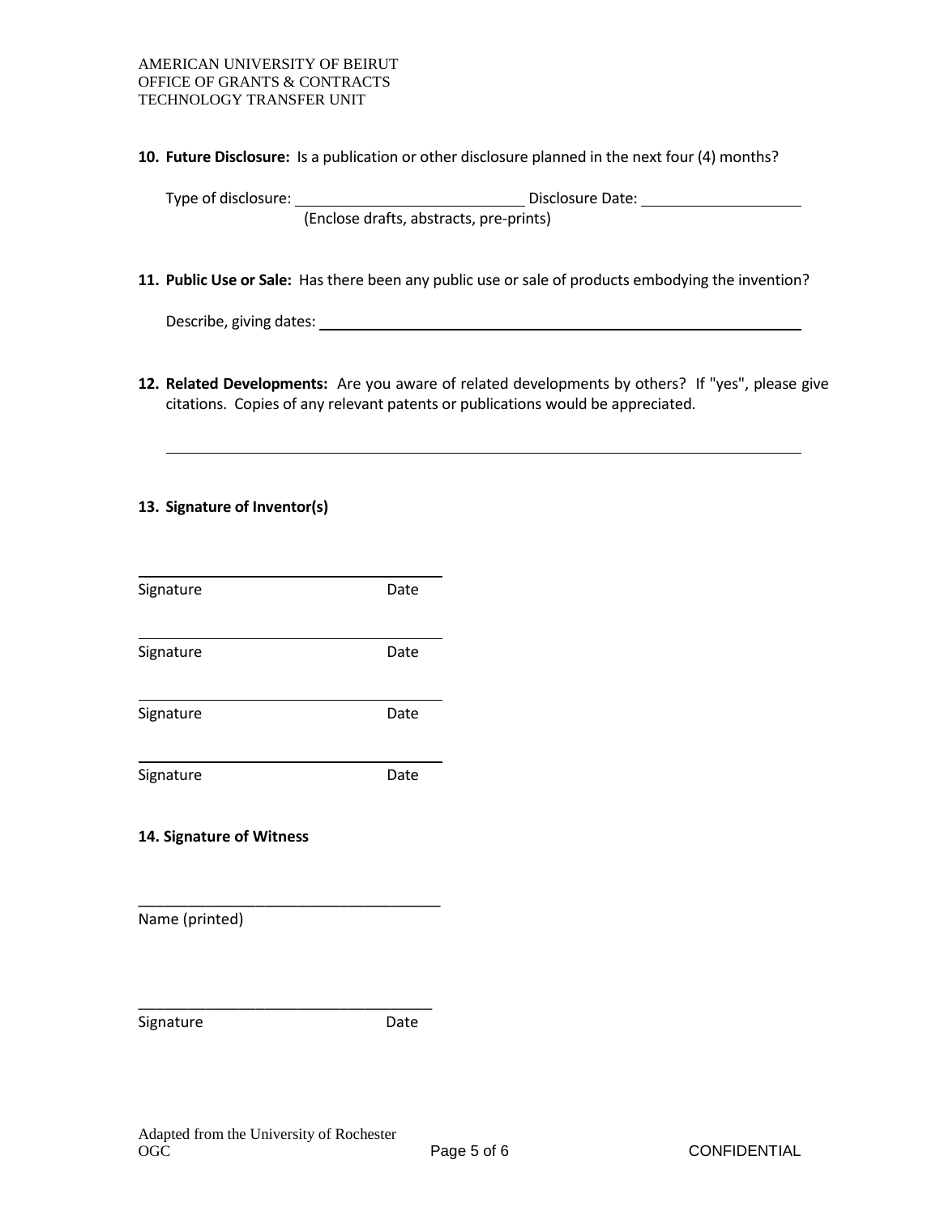**10. Future Disclosure:** Is a publication or other disclosure planned in the next four (4) months?

Type of disclosure: ____________________________ Disclosure Date: ____________________
(Enclose drafts, abstracts, pre-prints)

**11. Public Use or Sale:** Has there been any public use or sale of products embodying the invention?

Describe, giving dates: ______________________________________________________________

**12. Related Developments:** Are you aware of related developments by others? If "yes", please give citations. Copies of any relevant patents or publications would be appreciated.

______________________________________________________________________________

**13. Signature of Inventor(s)**

____________________________________
Signature Date

____________________________________
Signature Date

____________________________________
Signature Date

____________________________________
Signature Date

**14. Signature of Witness**

____________________________________
Name (printed)

____________________________________
Signature Date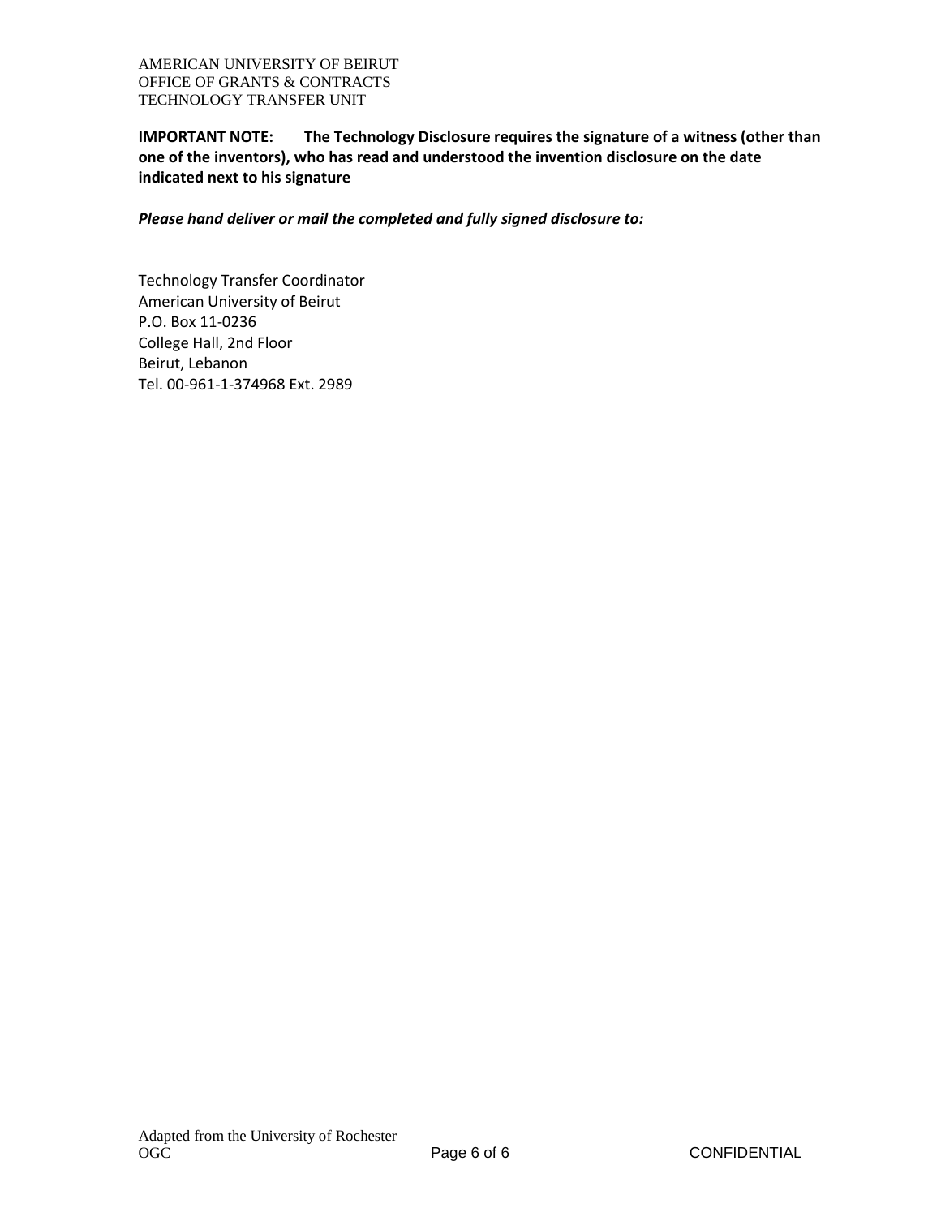**IMPORTANT NOTE: The Technology Disclosure requires the signature of a witness (other than one of the inventors), who has read and understood the invention disclosure on the date indicated next to his signature**

***Please hand deliver or mail the completed and fully signed disclosure to:***

Technology Transfer Coordinator
American University of Beirut
P.O. Box 11-0236
College Hall, 2nd Floor
Beirut, Lebanon
Tel. 00-961-1-374968 Ext. 2989